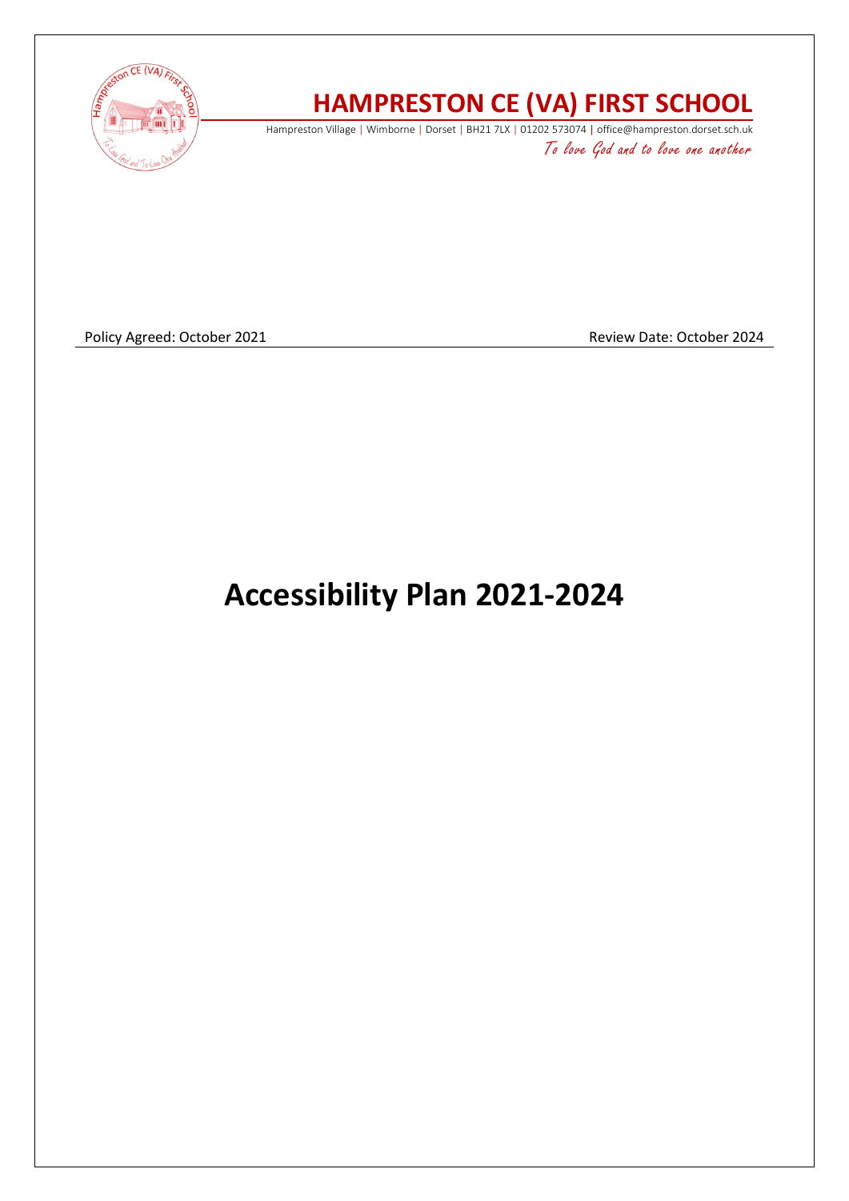# HAMPRESTON CE (VA) FIRST SCHOOL

Hampreston Village | Wimborne | Dorset | BH21 7LX | 01202 573074 | office@hampreston.dorset.sch.uk

*To love God and to love one another*

Policy Agreed: October 2021 Review Date: October 2024

# Accessibility Plan 2021-2024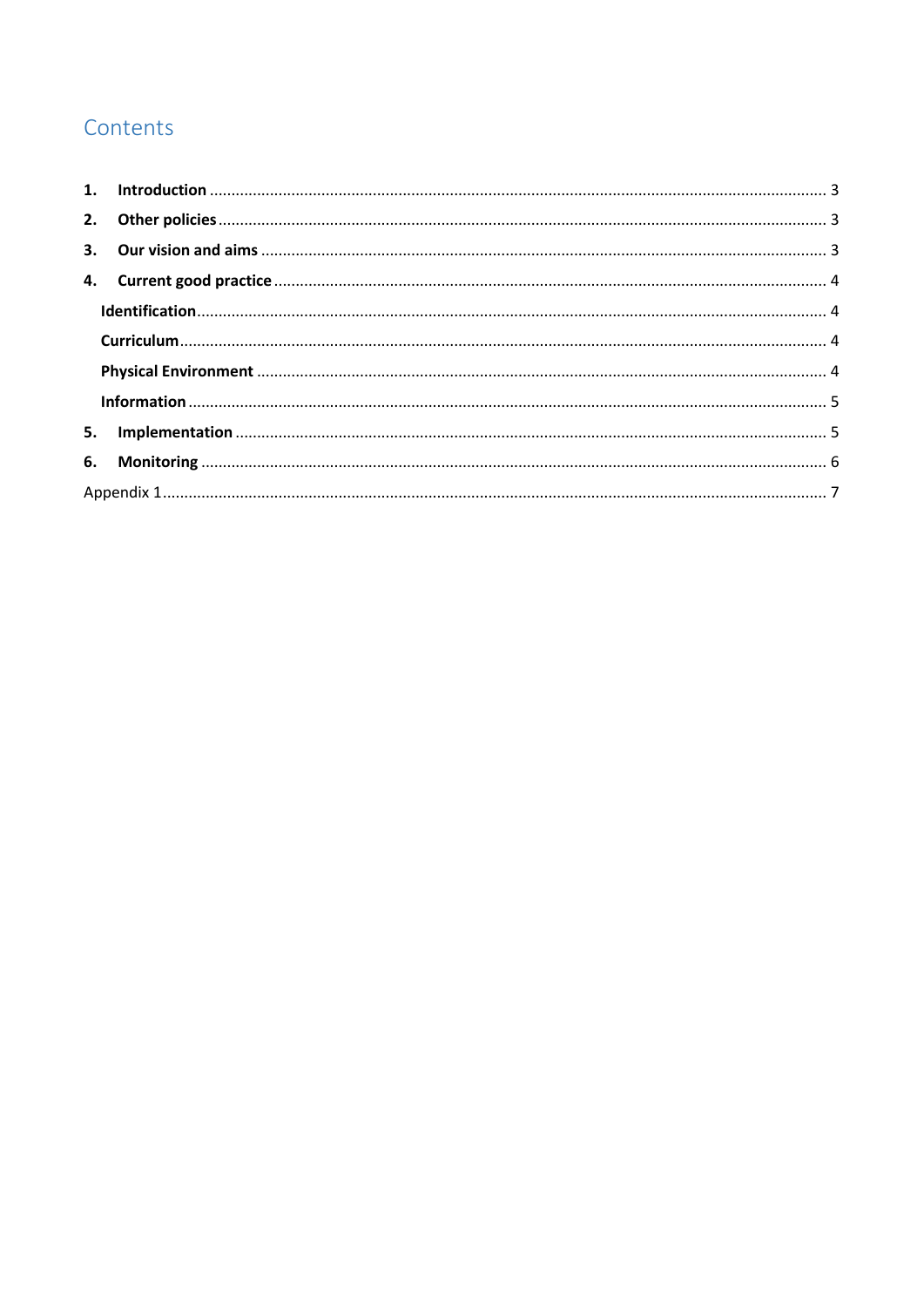# Contents

1. **Introduction** ........................................................................................................................................ 3
2. **Other policies** ....................................................................................................................................... 3
3. **Our vision and aims** ............................................................................................................................ 3
4. **Current good practice** ........................................................................................................................ 4
    - **Identification** ................................................................................................................................... 4
    - **Curriculum** ....................................................................................................................................... 4
    - **Physical Environment** ..................................................................................................................... 4
    - **Information** ...................................................................................................................................... 5
5. **Implementation** ................................................................................................................................... 5
6. **Monitoring** .......................................................................................................................................... 6

Appendix 1 ..................................................................................................................................................... 7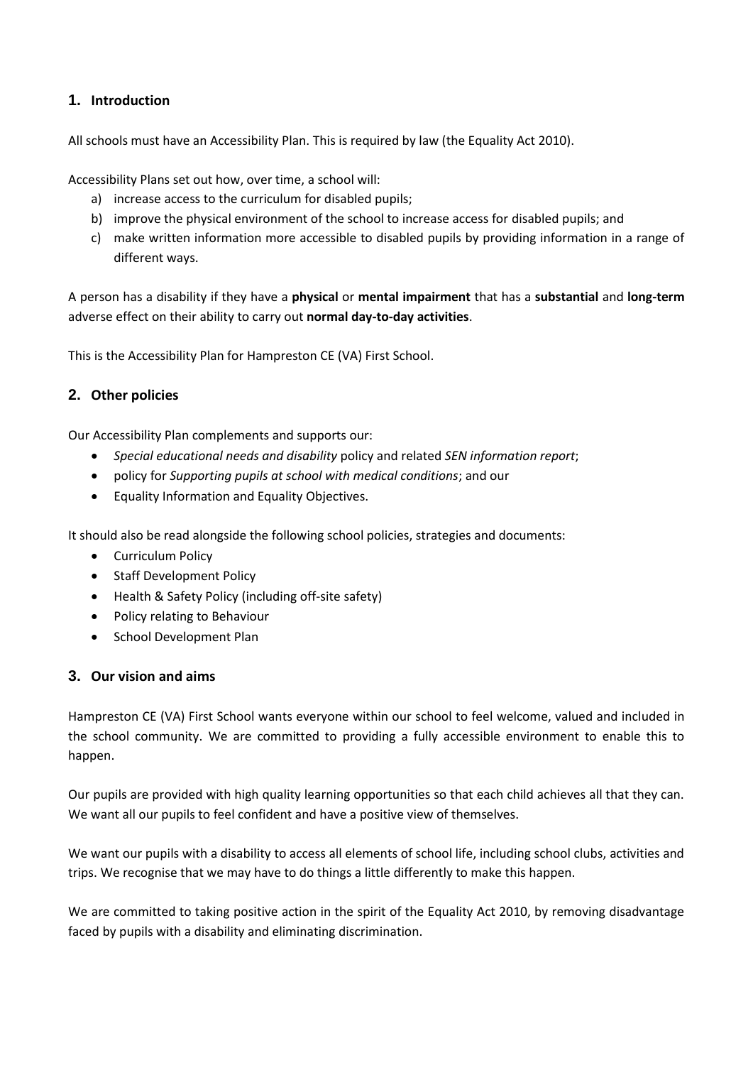## 1. Introduction

All schools must have an Accessibility Plan. This is required by law (the Equality Act 2010).

Accessibility Plans set out how, over time, a school will:

a) increase access to the curriculum for disabled pupils;
b) improve the physical environment of the school to increase access for disabled pupils; and
c) make written information more accessible to disabled pupils by providing information in a range of different ways.

A person has a disability if they have a **physical** or **mental impairment** that has a **substantial** and **long-term** adverse effect on their ability to carry out **normal day-to-day activities**.

This is the Accessibility Plan for Hampreston CE (VA) First School.

## 2. Other policies

Our Accessibility Plan complements and supports our:

- *Special educational needs and disability* policy and related *SEN information report*;
- policy for *Supporting pupils at school with medical conditions*; and our
- Equality Information and Equality Objectives.

It should also be read alongside the following school policies, strategies and documents:

- Curriculum Policy
- Staff Development Policy
- Health & Safety Policy (including off-site safety)
- Policy relating to Behaviour
- School Development Plan

## 3. Our vision and aims

Hampreston CE (VA) First School wants everyone within our school to feel welcome, valued and included in the school community. We are committed to providing a fully accessible environment to enable this to happen.

Our pupils are provided with high quality learning opportunities so that each child achieves all that they can. We want all our pupils to feel confident and have a positive view of themselves.

We want our pupils with a disability to access all elements of school life, including school clubs, activities and trips. We recognise that we may have to do things a little differently to make this happen.

We are committed to taking positive action in the spirit of the Equality Act 2010, by removing disadvantage faced by pupils with a disability and eliminating discrimination.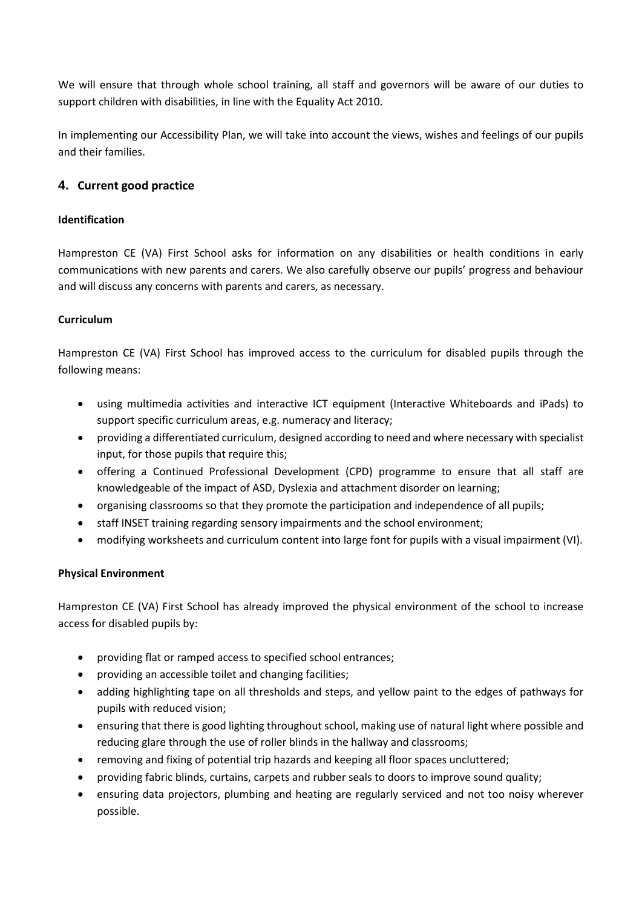We will ensure that through whole school training, all staff and governors will be aware of our duties to support children with disabilities, in line with the Equality Act 2010.

In implementing our Accessibility Plan, we will take into account the views, wishes and feelings of our pupils and their families.

## 4. Current good practice

**Identification**

Hampreston CE (VA) First School asks for information on any disabilities or health conditions in early communications with new parents and carers. We also carefully observe our pupils' progress and behaviour and will discuss any concerns with parents and carers, as necessary.

**Curriculum**

Hampreston CE (VA) First School has improved access to the curriculum for disabled pupils through the following means:

- using multimedia activities and interactive ICT equipment (Interactive Whiteboards and iPads) to support specific curriculum areas, e.g. numeracy and literacy;
- providing a differentiated curriculum, designed according to need and where necessary with specialist input, for those pupils that require this;
- offering a Continued Professional Development (CPD) programme to ensure that all staff are knowledgeable of the impact of ASD, Dyslexia and attachment disorder on learning;
- organising classrooms so that they promote the participation and independence of all pupils;
- staff INSET training regarding sensory impairments and the school environment;
- modifying worksheets and curriculum content into large font for pupils with a visual impairment (VI).

**Physical Environment**

Hampreston CE (VA) First School has already improved the physical environment of the school to increase access for disabled pupils by:

- providing flat or ramped access to specified school entrances;
- providing an accessible toilet and changing facilities;
- adding highlighting tape on all thresholds and steps, and yellow paint to the edges of pathways for pupils with reduced vision;
- ensuring that there is good lighting throughout school, making use of natural light where possible and reducing glare through the use of roller blinds in the hallway and classrooms;
- removing and fixing of potential trip hazards and keeping all floor spaces uncluttered;
- providing fabric blinds, curtains, carpets and rubber seals to doors to improve sound quality;
- ensuring data projectors, plumbing and heating are regularly serviced and not too noisy wherever possible.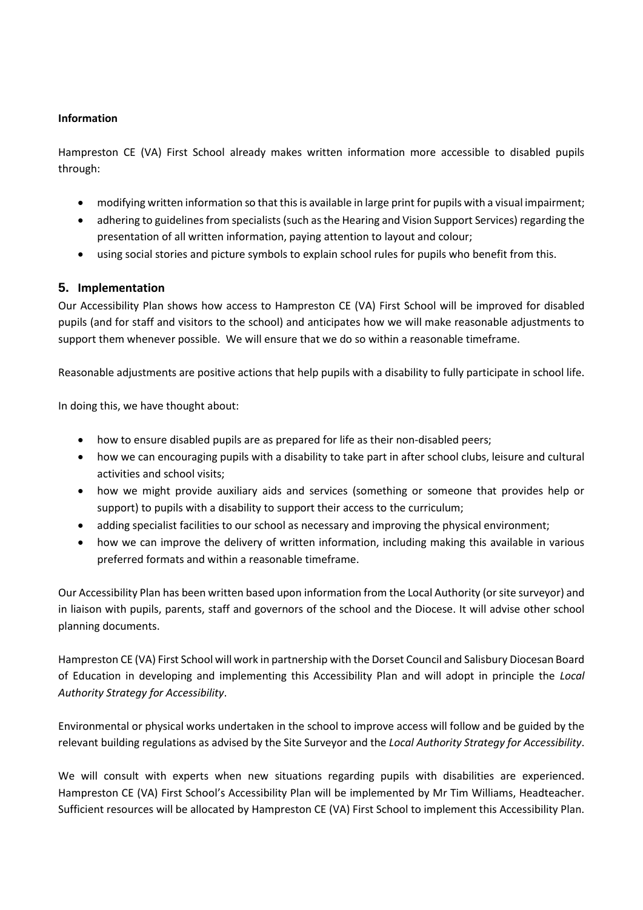**Information**

Hampreston CE (VA) First School already makes written information more accessible to disabled pupils through:

- modifying written information so that this is available in large print for pupils with a visual impairment;
- adhering to guidelines from specialists (such as the Hearing and Vision Support Services) regarding the presentation of all written information, paying attention to layout and colour;
- using social stories and picture symbols to explain school rules for pupils who benefit from this.

## 5. Implementation

Our Accessibility Plan shows how access to Hampreston CE (VA) First School will be improved for disabled pupils (and for staff and visitors to the school) and anticipates how we will make reasonable adjustments to support them whenever possible. We will ensure that we do so within a reasonable timeframe.

Reasonable adjustments are positive actions that help pupils with a disability to fully participate in school life.

In doing this, we have thought about:

- how to ensure disabled pupils are as prepared for life as their non-disabled peers;
- how we can encouraging pupils with a disability to take part in after school clubs, leisure and cultural activities and school visits;
- how we might provide auxiliary aids and services (something or someone that provides help or support) to pupils with a disability to support their access to the curriculum;
- adding specialist facilities to our school as necessary and improving the physical environment;
- how we can improve the delivery of written information, including making this available in various preferred formats and within a reasonable timeframe.

Our Accessibility Plan has been written based upon information from the Local Authority (or site surveyor) and in liaison with pupils, parents, staff and governors of the school and the Diocese. It will advise other school planning documents.

Hampreston CE (VA) First School will work in partnership with the Dorset Council and Salisbury Diocesan Board of Education in developing and implementing this Accessibility Plan and will adopt in principle the *Local Authority Strategy for Accessibility*.

Environmental or physical works undertaken in the school to improve access will follow and be guided by the relevant building regulations as advised by the Site Surveyor and the *Local Authority Strategy for Accessibility*.

We will consult with experts when new situations regarding pupils with disabilities are experienced. Hampreston CE (VA) First School's Accessibility Plan will be implemented by Mr Tim Williams, Headteacher. Sufficient resources will be allocated by Hampreston CE (VA) First School to implement this Accessibility Plan.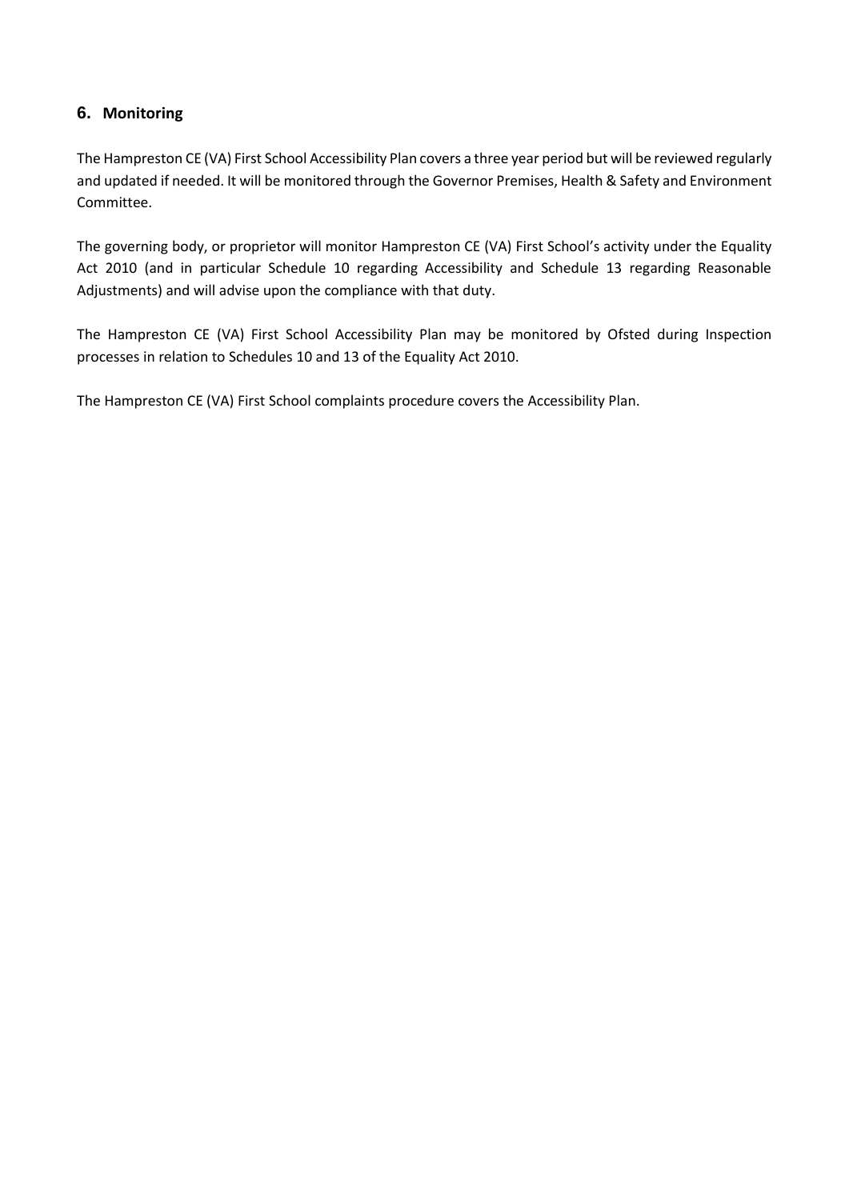## 6. Monitoring

The Hampreston CE (VA) First School Accessibility Plan covers a three year period but will be reviewed regularly and updated if needed. It will be monitored through the Governor Premises, Health & Safety and Environment Committee.

The governing body, or proprietor will monitor Hampreston CE (VA) First School's activity under the Equality Act 2010 (and in particular Schedule 10 regarding Accessibility and Schedule 13 regarding Reasonable Adjustments) and will advise upon the compliance with that duty.

The Hampreston CE (VA) First School Accessibility Plan may be monitored by Ofsted during Inspection processes in relation to Schedules 10 and 13 of the Equality Act 2010.

The Hampreston CE (VA) First School complaints procedure covers the Accessibility Plan.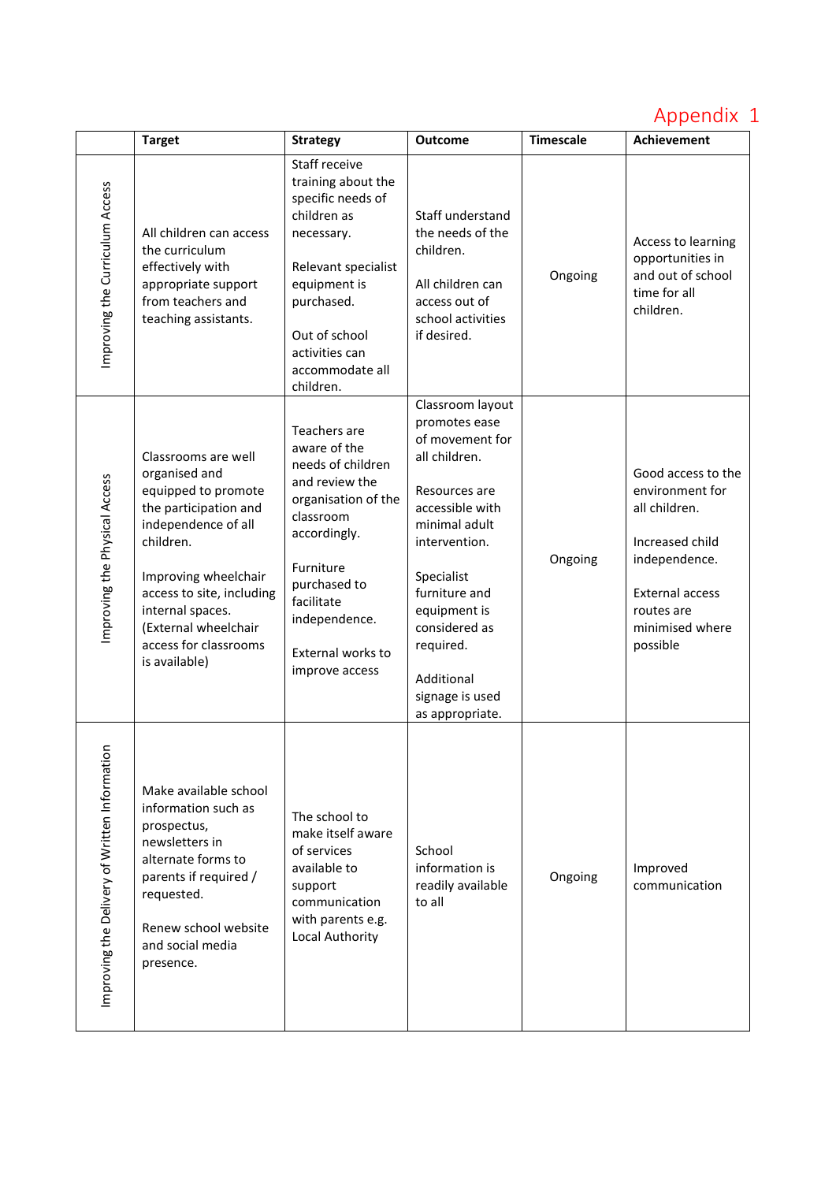Appendix 1

| | Target | Strategy | Outcome | Timescale | Achievement |
|---|---|---|---|---|---|
| Improving the Curriculum Access | All children can access the curriculum effectively with appropriate support from teachers and teaching assistants. | Staff receive training about the specific needs of children as necessary.<br><br>Relevant specialist equipment is purchased.<br><br>Out of school activities can accommodate all children. | Staff understand the needs of the children.<br><br>All children can access out of school activities if desired. | Ongoing | Access to learning opportunities in and out of school time for all children. |
| Improving the Physical Access | Classrooms are well organised and equipped to promote the participation and independence of all children.<br><br>Improving wheelchair access to site, including internal spaces. (External wheelchair access for classrooms is available) | Teachers are aware of the needs of children and review the organisation of the classroom accordingly.<br><br>Furniture purchased to facilitate independence.<br><br>External works to improve access | Classroom layout promotes ease of movement for all children.<br><br>Resources are accessible with minimal adult intervention.<br><br>Specialist furniture and equipment is considered as required.<br><br>Additional signage is used as appropriate. | Ongoing | Good access to the environment for all children.<br><br>Increased child independence.<br><br>External access routes are minimised where possible |
| Improving the Delivery of Written Information | Make available school information such as prospectus, newsletters in alternate forms to parents if required / requested.<br><br>Renew school website and social media presence. | The school to make itself aware of services available to support communication with parents e.g. Local Authority | School information is readily available to all | Ongoing | Improved communication |